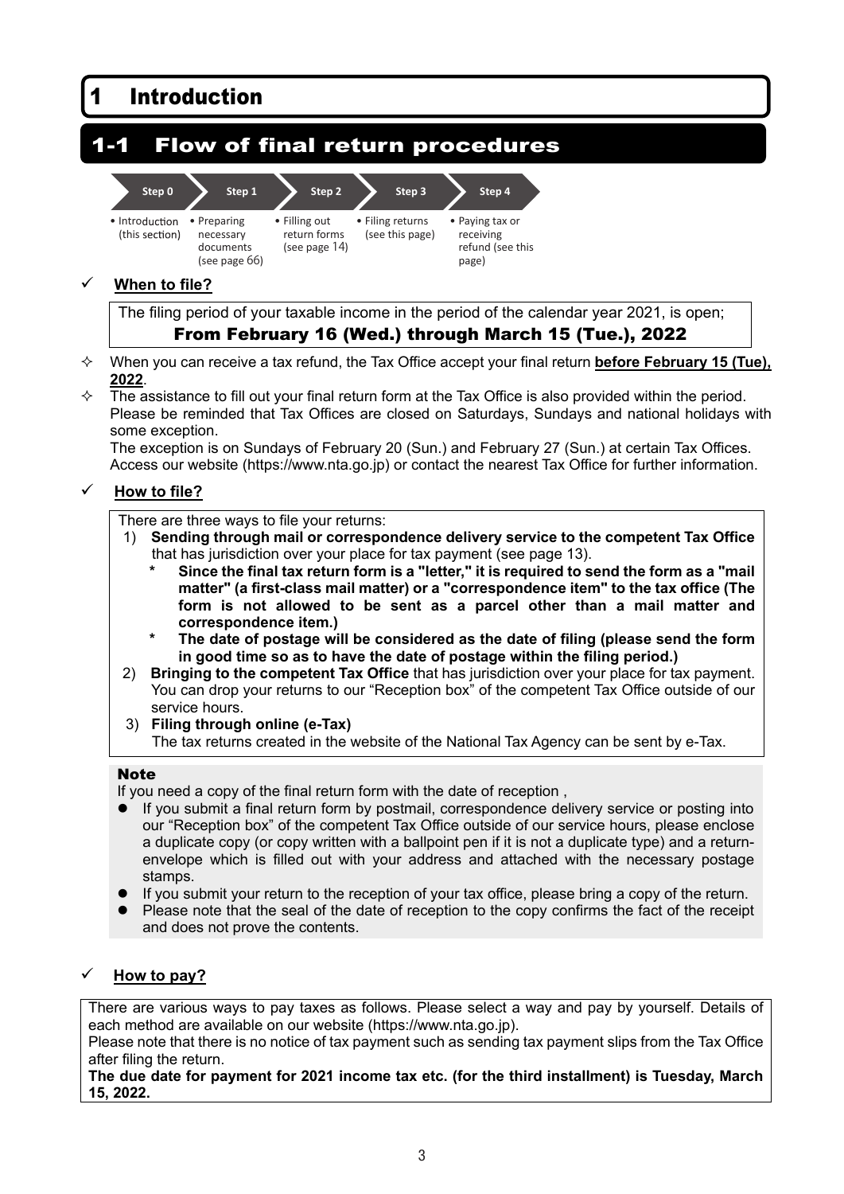# 1 Introduction

## 1-1 Flow of final return procedures

| Step 0 | Step 1 | Step 2 | Step 3 | Step 4 |
|---|---|---|---|---|
| • Introduction (this section) | • Preparing necessary documents (see page 66) | • Filling out return forms (see page 14) | • Filing returns (see this page) | • Paying tax or receiving refund (see this page) |

✓ **When to file?**

The filing period of your taxable income in the period of the calendar year 2021, is open;

**From February 16 (Wed.) through March 15 (Tue.), 2022**

- ✧ When you can receive a tax refund, the Tax Office accept your final return **before February 15 (Tue), 2022**.
- ✧ The assistance to fill out your final return form at the Tax Office is also provided within the period. Please be reminded that Tax Offices are closed on Saturdays, Sundays and national holidays with some exception.
  The exception is on Sundays of February 20 (Sun.) and February 27 (Sun.) at certain Tax Offices. Access our website (https://www.nta.go.jp) or contact the nearest Tax Office for further information.

✓ **How to file?**

There are three ways to file your returns:

1) **Sending through mail or correspondence delivery service to the competent Tax Office** that has jurisdiction over your place for tax payment (see page 13).
   - \* **Since the final tax return form is a "letter," it is required to send the form as a "mail matter" (a first-class mail matter) or a "correspondence item" to the tax office (The form is not allowed to be sent as a parcel other than a mail matter and correspondence item.)**
   - \* **The date of postage will be considered as the date of filing (please send the form in good time so as to have the date of postage within the filing period.)**
2) **Bringing to the competent Tax Office** that has jurisdiction over your place for tax payment. You can drop your returns to our "Reception box" of the competent Tax Office outside of our service hours.
3) **Filing through online (e-Tax)**
   The tax returns created in the website of the National Tax Agency can be sent by e-Tax.

**Note**

If you need a copy of the final return form with the date of reception ,

- If you submit a final return form by postmail, correspondence delivery service or posting into our "Reception box" of the competent Tax Office outside of our service hours, please enclose a duplicate copy (or copy written with a ballpoint pen if it is not a duplicate type) and a return-envelope which is filled out with your address and attached with the necessary postage stamps.
- If you submit your return to the reception of your tax office, please bring a copy of the return.
- Please note that the seal of the date of reception to the copy confirms the fact of the receipt and does not prove the contents.

✓ **How to pay?**

There are various ways to pay taxes as follows. Please select a way and pay by yourself. Details of each method are available on our website (https://www.nta.go.jp).

Please note that there is no notice of tax payment such as sending tax payment slips from the Tax Office after filing the return.

**The due date for payment for 2021 income tax etc. (for the third installment) is Tuesday, March 15, 2022.**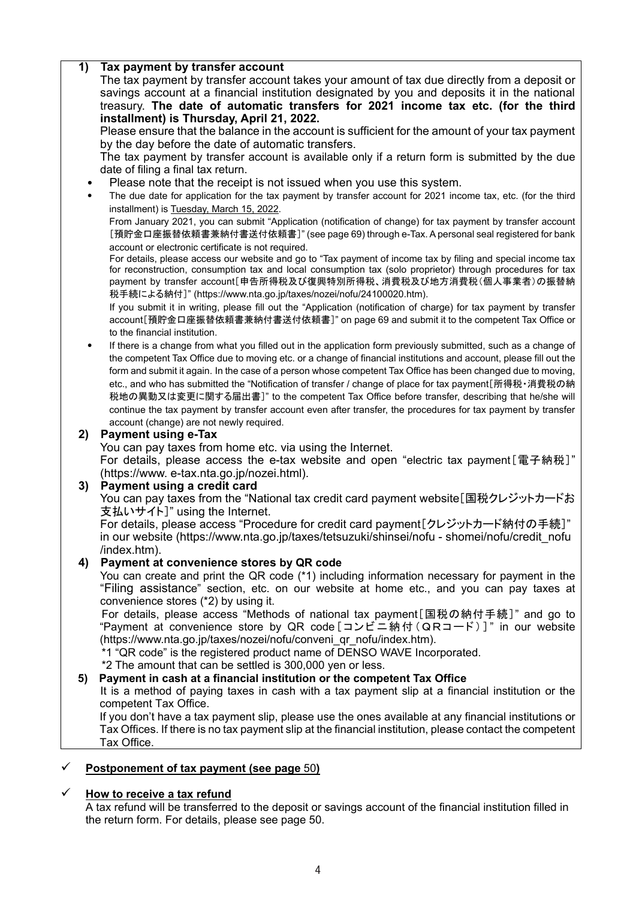**1) Tax payment by transfer account**

The tax payment by transfer account takes your amount of tax due directly from a deposit or savings account at a financial institution designated by you and deposits it in the national treasury. **The date of automatic transfers for 2021 income tax etc. (for the third installment) is Thursday, April 21, 2022.**

Please ensure that the balance in the account is sufficient for the amount of your tax payment by the day before the date of automatic transfers.

The tax payment by transfer account is available only if a return form is submitted by the due date of filing a final tax return.

- Please note that the receipt is not issued when you use this system.
- The due date for application for the tax payment by transfer account for 2021 income tax, etc. (for the third installment) is Tuesday, March 15, 2022.

  From January 2021, you can submit "Application (notification of change) for tax payment by transfer account [預貯金口座振替依頼書兼納付書送付依頼書]" (see page 69) through e-Tax. A personal seal registered for bank account or electronic certificate is not required.

  For details, please access our website and go to "Tax payment of income tax by filing and special income tax for reconstruction, consumption tax and local consumption tax (solo proprietor) through procedures for tax payment by transfer account[申告所得税及び復興特別所得税、消費税及び地方消費税(個人事業者)の振替納税手続による納付]" (https://www.nta.go.jp/taxes/nozei/nofu/24100020.htm).

  If you submit it in writing, please fill out the "Application (notification of charge) for tax payment by transfer account[預貯金口座振替依頼書兼納付書送付依頼書]" on page 69 and submit it to the competent Tax Office or to the financial institution.
- If there is a change from what you filled out in the application form previously submitted, such as a change of the competent Tax Office due to moving etc. or a change of financial institutions and account, please fill out the form and submit it again. In the case of a person whose competent Tax Office has been changed due to moving, etc., and who has submitted the "Notification of transfer / change of place for tax payment[所得税・消費税の納税地の異動又は変更に関する届出書]" to the competent Tax Office before transfer, describing that he/she will continue the tax payment by transfer account even after transfer, the procedures for tax payment by transfer account (change) are not newly required.

**2) Payment using e-Tax**

You can pay taxes from home etc. via using the Internet.

For details, please access the e-tax website and open "electric tax payment[電子納税]" (https://www. e-tax.nta.go.jp/nozei.html).

**3) Payment using a credit card**

You can pay taxes from the "National tax credit card payment website[国税クレジットカードお支払いサイト]" using the Internet.

For details, please access "Procedure for credit card payment[クレジットカード納付の手続]" in our website (https://www.nta.go.jp/taxes/tetsuzuki/shinsei/nofu - shomei/nofu/credit_nofu /index.htm).

**4) Payment at convenience stores by QR code**

You can create and print the QR code (*1) including information necessary for payment in the "Filing assistance" section, etc. on our website at home etc., and you can pay taxes at convenience stores (*2) by using it.

For details, please access "Methods of national tax payment[国税の納付手続]" and go to "Payment at convenience store by QR code[コンビニ納付（ＱＲコード）]" in our website (https://www.nta.go.jp/taxes/nozei/nofu/conveni_qr_nofu/index.htm).

*1 "QR code" is the registered product name of DENSO WAVE Incorporated.

*2 The amount that can be settled is 300,000 yen or less.

**5) Payment in cash at a financial institution or the competent Tax Office**

It is a method of paying taxes in cash with a tax payment slip at a financial institution or the competent Tax Office.

If you don't have a tax payment slip, please use the ones available at any financial institutions or Tax Offices. If there is no tax payment slip at the financial institution, please contact the competent Tax Office.

✓ **Postponement of tax payment (see page 50)**

✓ **How to receive a tax refund**

A tax refund will be transferred to the deposit or savings account of the financial institution filled in the return form. For details, please see page 50.